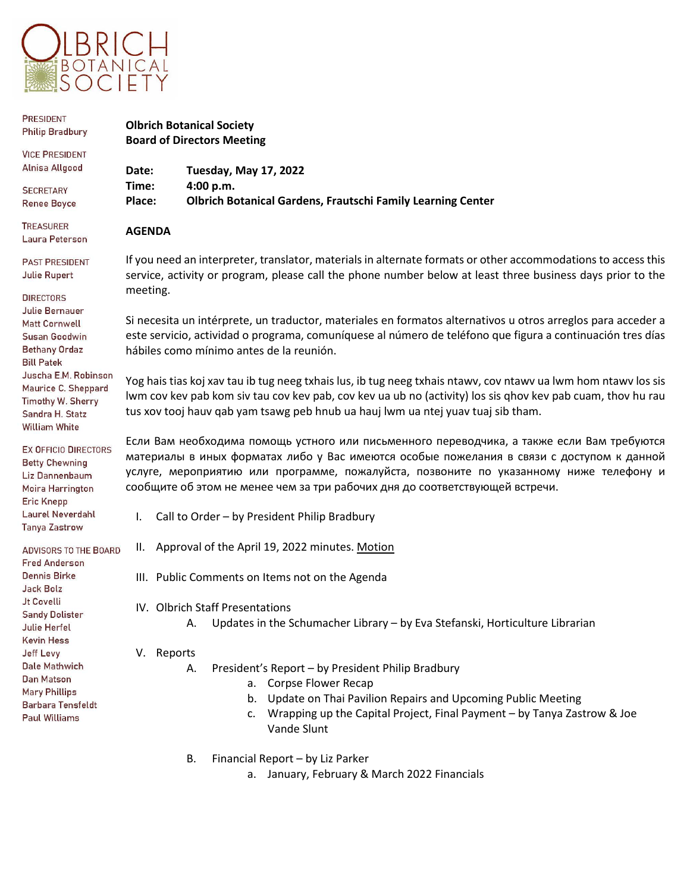OLBRICH BOTANICAL SOCIETY

PRESIDENT
Philip Bradbury

VICE PRESIDENT
Alnisa Allgood

SECRETARY
Renee Boyce

TREASURER
Laura Peterson

PAST PRESIDENT
Julie Rupert

DIRECTORS
Julie Bernauer
Matt Cornwell
Susan Goodwin
Bethany Ordaz
Bill Patek
Juscha E.M. Robinson
Maurice C. Sheppard
Timothy W. Sherry
Sandra H. Statz
William White

EX OFFICIO DIRECTORS
Betty Chewning
Liz Dannenbaum
Moira Harrington
Eric Knepp
Laurel Neverdahl
Tanya Zastrow

ADVISORS TO THE BOARD
Fred Anderson
Dennis Birke
Jack Bolz
Jt Covelli
Sandy Dolister
Julie Herfel
Kevin Hess
Jeff Levy
Dale Mathwich
Dan Matson
Mary Phillips
Barbara Tensfeldt
Paul Williams

**Olbrich Botanical Society**
**Board of Directors Meeting**

**Date:** **Tuesday, May 17, 2022**
**Time:** **4:00 p.m.**
**Place:** **Olbrich Botanical Gardens, Frautschi Family Learning Center**

**AGENDA**

If you need an interpreter, translator, materials in alternate formats or other accommodations to access this service, activity or program, please call the phone number below at least three business days prior to the meeting.

Si necesita un intérprete, un traductor, materiales en formatos alternativos u otros arreglos para acceder a este servicio, actividad o programa, comuníquese al número de teléfono que figura a continuación tres días hábiles como mínimo antes de la reunión.

Yog hais tias koj xav tau ib tug neeg txhais lus, ib tug neeg txhais ntawv, cov ntawv ua lwm hom ntawv los sis lwm cov kev pab kom siv tau cov kev pab, cov kev ua ub no (activity) los sis qhov kev pab cuam, thov hu rau tus xov tooj hauv qab yam tsawg peb hnub ua hauj lwm ua ntej yuav tuaj sib tham.

Если Вам необходима помощь устного или письменного переводчика, а также если Вам требуются материалы в иных форматах либо у Вас имеются особые пожелания в связи с доступом к данной услуге, мероприятию или программе, пожалуйста, позвоните по указанному ниже телефону и сообщите об этом не менее чем за три рабочих дня до соответствующей встречи.

I. Call to Order – by President Philip Bradbury

II. Approval of the April 19, 2022 minutes. Motion

III. Public Comments on Items not on the Agenda

IV. Olbrich Staff Presentations
   A. Updates in the Schumacher Library – by Eva Stefanski, Horticulture Librarian

V. Reports
   A. President's Report – by President Philip Bradbury
      a. Corpse Flower Recap
      b. Update on Thai Pavilion Repairs and Upcoming Public Meeting
      c. Wrapping up the Capital Project, Final Payment – by Tanya Zastrow & Joe Vande Slunt

   B. Financial Report – by Liz Parker
      a. January, February & March 2022 Financials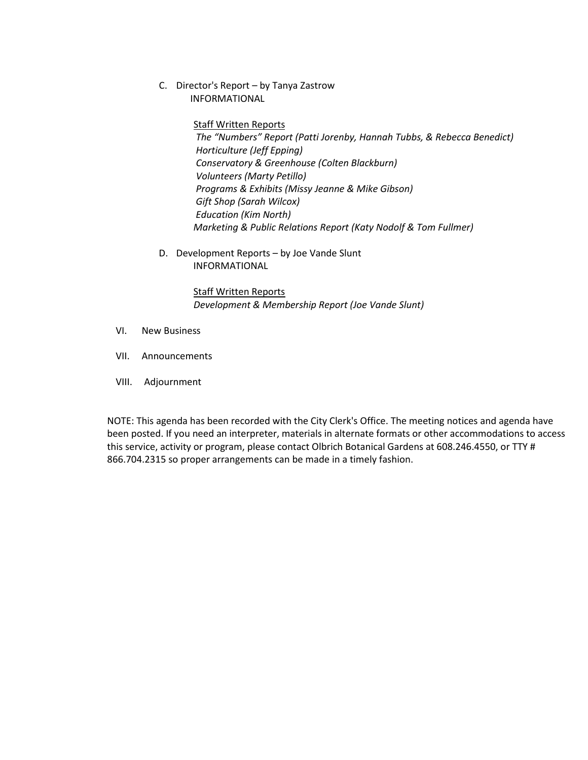C. Director's Report – by Tanya Zastrow
   INFORMATIONAL

   Staff Written Reports
   *The "Numbers" Report (Patti Jorenby, Hannah Tubbs, & Rebecca Benedict)*
   *Horticulture (Jeff Epping)*
   *Conservatory & Greenhouse (Colten Blackburn)*
   *Volunteers (Marty Petillo)*
   *Programs & Exhibits (Missy Jeanne & Mike Gibson)*
   *Gift Shop (Sarah Wilcox)*
   *Education (Kim North)*
   *Marketing & Public Relations Report (Katy Nodolf & Tom Fullmer)*

D. Development Reports – by Joe Vande Slunt
   INFORMATIONAL

   Staff Written Reports
   *Development & Membership Report (Joe Vande Slunt)*

VI. New Business

VII. Announcements

VIII. Adjournment

NOTE: This agenda has been recorded with the City Clerk's Office. The meeting notices and agenda have been posted. If you need an interpreter, materials in alternate formats or other accommodations to access this service, activity or program, please contact Olbrich Botanical Gardens at 608.246.4550, or TTY # 866.704.2315 so proper arrangements can be made in a timely fashion.